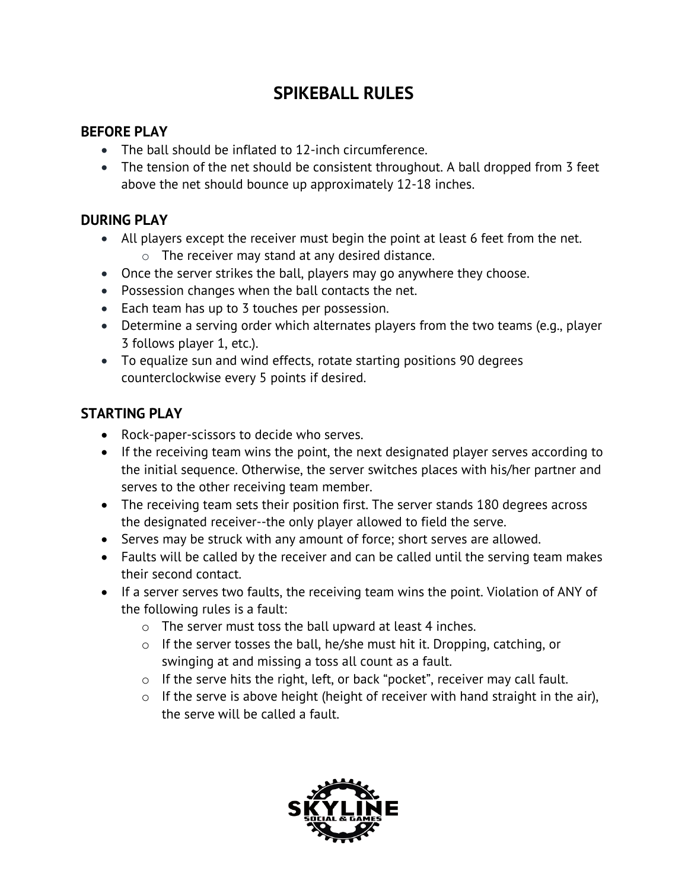# SPIKEBALL RULES

## BEFORE PLAY

- The ball should be inflated to 12-inch circumference.
- The tension of the net should be consistent throughout. A ball dropped from 3 feet above the net should bounce up approximately 12-18 inches.

## DURING PLAY

- All players except the receiver must begin the point at least 6 feet from the net.
  - The receiver may stand at any desired distance.
- Once the server strikes the ball, players may go anywhere they choose.
- Possession changes when the ball contacts the net.
- Each team has up to 3 touches per possession.
- Determine a serving order which alternates players from the two teams (e.g., player 3 follows player 1, etc.).
- To equalize sun and wind effects, rotate starting positions 90 degrees counterclockwise every 5 points if desired.

## STARTING PLAY

- Rock-paper-scissors to decide who serves.
- If the receiving team wins the point, the next designated player serves according to the initial sequence. Otherwise, the server switches places with his/her partner and serves to the other receiving team member.
- The receiving team sets their position first. The server stands 180 degrees across the designated receiver--the only player allowed to field the serve.
- Serves may be struck with any amount of force; short serves are allowed.
- Faults will be called by the receiver and can be called until the serving team makes their second contact.
- If a server serves two faults, the receiving team wins the point. Violation of ANY of the following rules is a fault:
  - The server must toss the ball upward at least 4 inches.
  - If the server tosses the ball, he/she must hit it. Dropping, catching, or swinging at and missing a toss all count as a fault.
  - If the serve hits the right, left, or back "pocket", receiver may call fault.
  - If the serve is above height (height of receiver with hand straight in the air), the serve will be called a fault.

SKYLINE SOCIAL & GAMES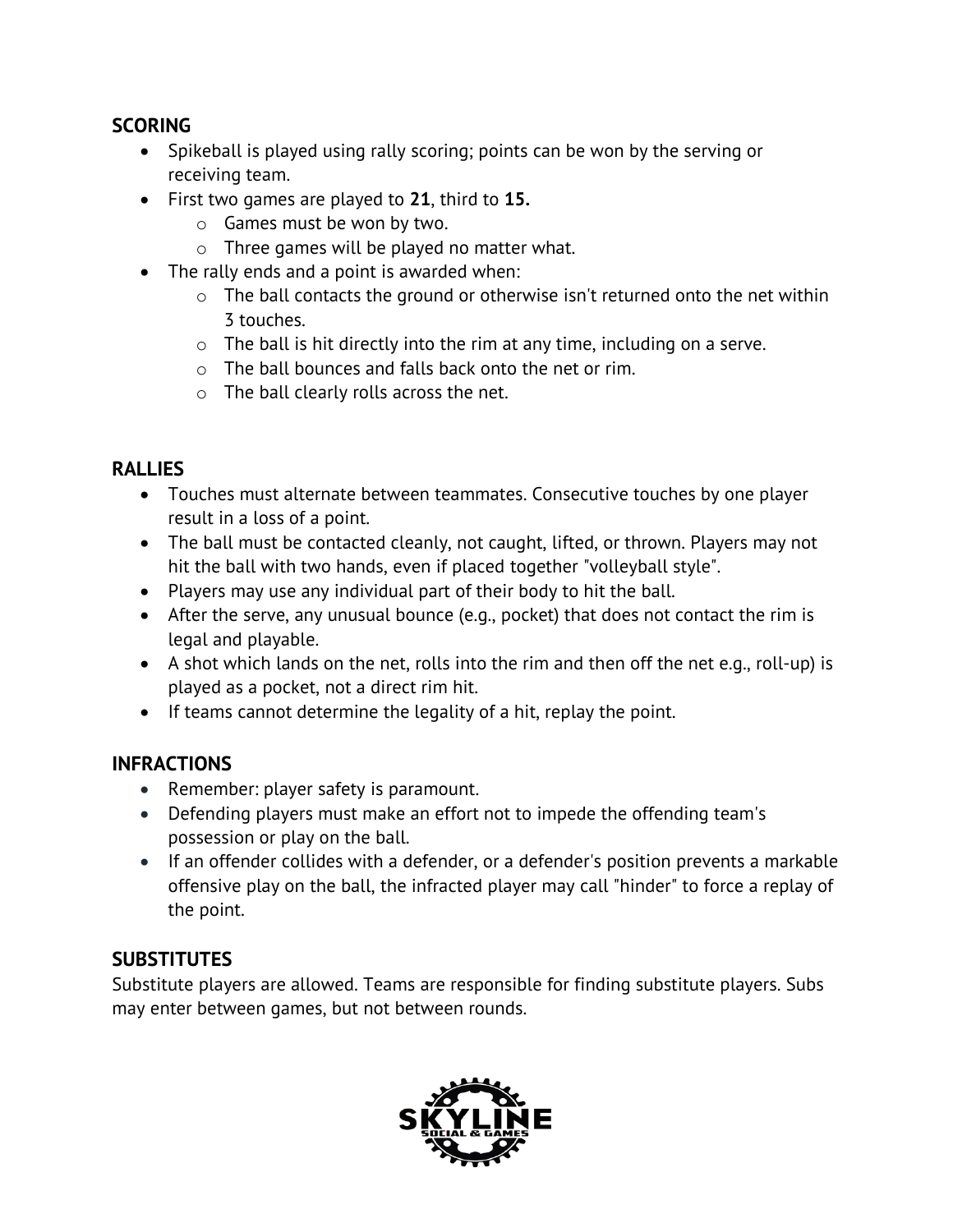## SCORING

- Spikeball is played using rally scoring; points can be won by the serving or receiving team.
- First two games are played to **21**, third to **15.**
  - Games must be won by two.
  - Three games will be played no matter what.
- The rally ends and a point is awarded when:
  - The ball contacts the ground or otherwise isn't returned onto the net within 3 touches.
  - The ball is hit directly into the rim at any time, including on a serve.
  - The ball bounces and falls back onto the net or rim.
  - The ball clearly rolls across the net.

## RALLIES

- Touches must alternate between teammates. Consecutive touches by one player result in a loss of a point.
- The ball must be contacted cleanly, not caught, lifted, or thrown. Players may not hit the ball with two hands, even if placed together "volleyball style".
- Players may use any individual part of their body to hit the ball.
- After the serve, any unusual bounce (e.g., pocket) that does not contact the rim is legal and playable.
- A shot which lands on the net, rolls into the rim and then off the net e.g., roll-up) is played as a pocket, not a direct rim hit.
- If teams cannot determine the legality of a hit, replay the point.

## INFRACTIONS

- Remember: player safety is paramount.
- Defending players must make an effort not to impede the offending team's possession or play on the ball.
- If an offender collides with a defender, or a defender's position prevents a markable offensive play on the ball, the infracted player may call "hinder" to force a replay of the point.

## SUBSTITUTES

Substitute players are allowed. Teams are responsible for finding substitute players. Subs may enter between games, but not between rounds.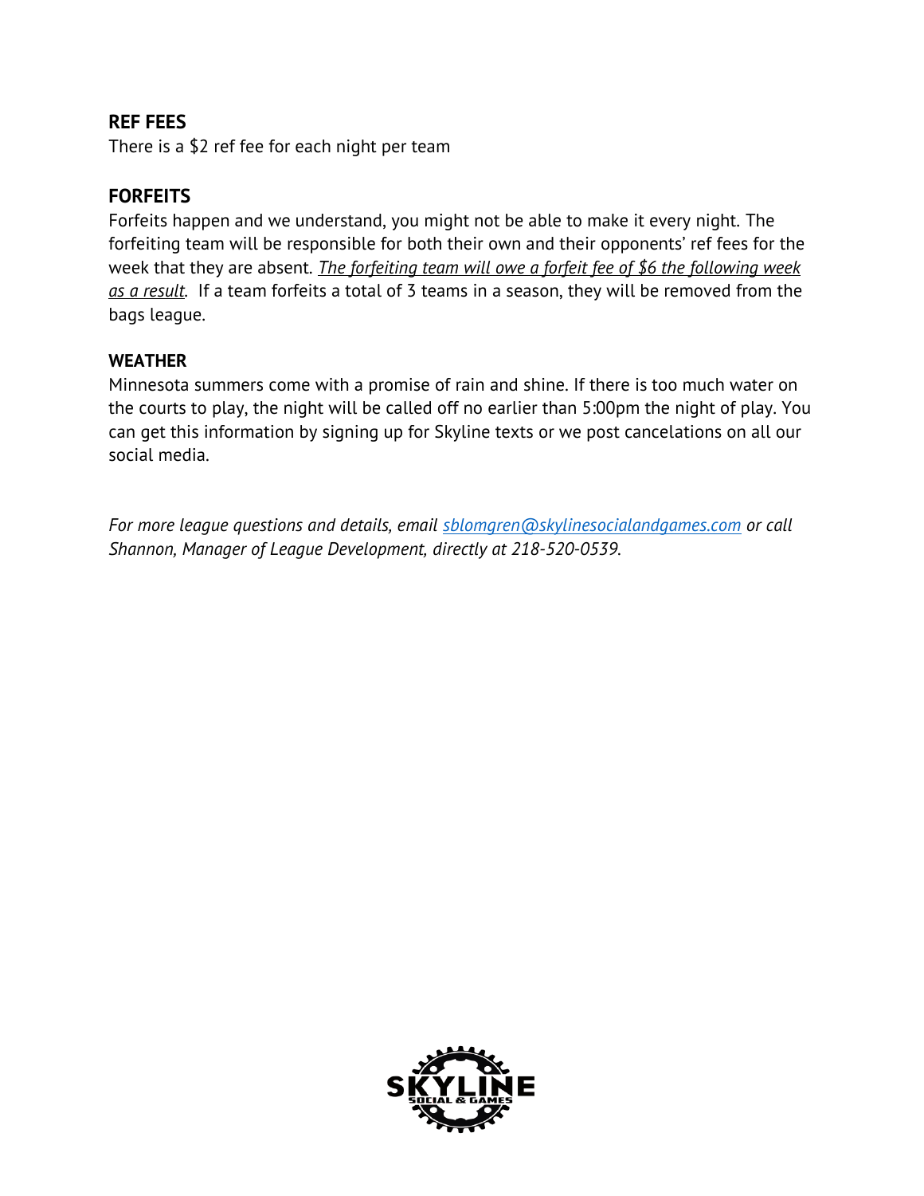## REF FEES

There is a $2 ref fee for each night per team

## FORFEITS

Forfeits happen and we understand, you might not be able to make it every night. The forfeiting team will be responsible for both their own and their opponents' ref fees for the week that they are absent. *The forfeiting team will owe a forfeit fee of $6 the following week as a result.* If a team forfeits a total of 3 teams in a season, they will be removed from the bags league.

## WEATHER

Minnesota summers come with a promise of rain and shine. If there is too much water on the courts to play, the night will be called off no earlier than 5:00pm the night of play. You can get this information by signing up for Skyline texts or we post cancelations on all our social media.

*For more league questions and details, email sblomgren@skylinesocialandgames.com or call Shannon, Manager of League Development, directly at 218-520-0539.*